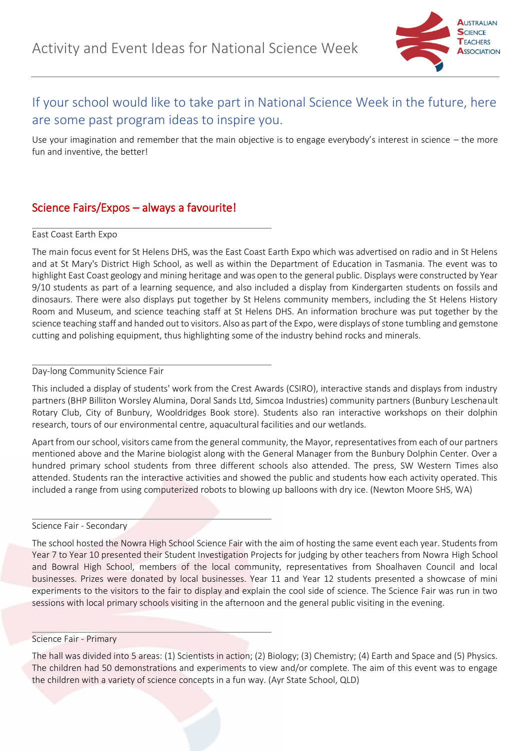# Activity and Event Ideas for National Science Week

## If your school would like to take part in National Science Week in the future, here are some past program ideas to inspire you.

Use your imagination and remember that the main objective is to engage everybody's interest in science – the more fun and inventive, the better!

## Science Fairs/Expos – always a favourite!

### East Coast Earth Expo

The main focus event for St Helens DHS, was the East Coast Earth Expo which was advertised on radio and in St Helens and at St Mary's District High School, as well as within the Department of Education in Tasmania. The event was to highlight East Coast geology and mining heritage and was open to the general public. Displays were constructed by Year 9/10 students as part of a learning sequence, and also included a display from Kindergarten students on fossils and dinosaurs. There were also displays put together by St Helens community members, including the St Helens History Room and Museum, and science teaching staff at St Helens DHS. An information brochure was put together by the science teaching staff and handed out to visitors. Also as part of the Expo, were displays of stone tumbling and gemstone cutting and polishing equipment, thus highlighting some of the industry behind rocks and minerals.

### Day-long Community Science Fair

This included a display of students' work from the Crest Awards (CSIRO), interactive stands and displays from industry partners (BHP Billiton Worsley Alumina, Doral Sands Ltd, Simcoa Industries) community partners (Bunbury Leschenault Rotary Club, City of Bunbury, Wooldridges Book store). Students also ran interactive workshops on their dolphin research, tours of our environmental centre, aquacultural facilities and our wetlands.

Apart from our school, visitors came from the general community, the Mayor, representatives from each of our partners mentioned above and the Marine biologist along with the General Manager from the Bunbury Dolphin Center. Over a hundred primary school students from three different schools also attended. The press, SW Western Times also attended. Students ran the interactive activities and showed the public and students how each activity operated. This included a range from using computerized robots to blowing up balloons with dry ice. (Newton Moore SHS, WA)

### Science Fair - Secondary

The school hosted the Nowra High School Science Fair with the aim of hosting the same event each year. Students from Year 7 to Year 10 presented their Student Investigation Projects for judging by other teachers from Nowra High School and Bowral High School, members of the local community, representatives from Shoalhaven Council and local businesses. Prizes were donated by local businesses. Year 11 and Year 12 students presented a showcase of mini experiments to the visitors to the fair to display and explain the cool side of science. The Science Fair was run in two sessions with local primary schools visiting in the afternoon and the general public visiting in the evening.

### Science Fair - Primary

The hall was divided into 5 areas: (1) Scientists in action; (2) Biology; (3) Chemistry; (4) Earth and Space and (5) Physics. The children had 50 demonstrations and experiments to view and/or complete. The aim of this event was to engage the children with a variety of science concepts in a fun way. (Ayr State School, QLD)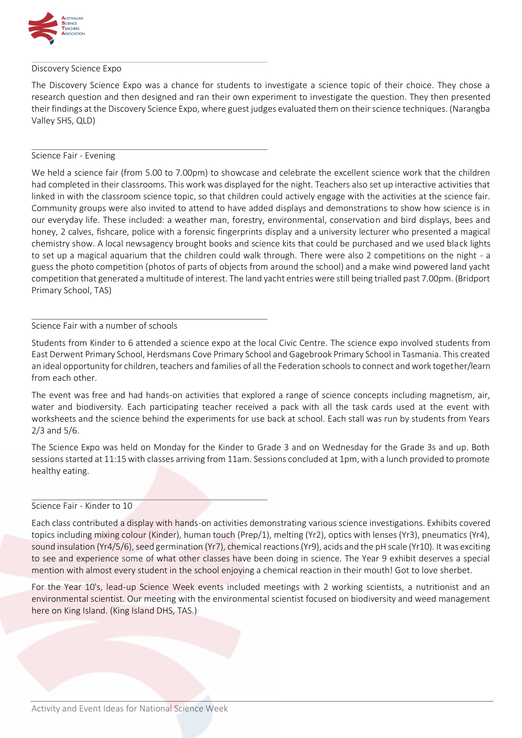## Discovery Science Expo

The Discovery Science Expo was a chance for students to investigate a science topic of their choice. They chose a research question and then designed and ran their own experiment to investigate the question. They then presented their findings at the Discovery Science Expo, where guest judges evaluated them on their science techniques. (Narangba Valley SHS, QLD)

## Science Fair - Evening

We held a science fair (from 5.00 to 7.00pm) to showcase and celebrate the excellent science work that the children had completed in their classrooms. This work was displayed for the night. Teachers also set up interactive activities that linked in with the classroom science topic, so that children could actively engage with the activities at the science fair. Community groups were also invited to attend to have added displays and demonstrations to show how science is in our everyday life. These included: a weather man, forestry, environmental, conservation and bird displays, bees and honey, 2 calves, fishcare, police with a forensic fingerprints display and a university lecturer who presented a magical chemistry show. A local newsagency brought books and science kits that could be purchased and we used black lights to set up a magical aquarium that the children could walk through. There were also 2 competitions on the night - a guess the photo competition (photos of parts of objects from around the school) and a make wind powered land yacht competition that generated a multitude of interest. The land yacht entries were still being trialled past 7.00pm. (Bridport Primary School, TAS)

## Science Fair with a number of schools

Students from Kinder to 6 attended a science expo at the local Civic Centre. The science expo involved students from East Derwent Primary School, Herdsmans Cove Primary School and Gagebrook Primary School in Tasmania. This created an ideal opportunity for children, teachers and families of all the Federation schools to connect and work together/learn from each other.

The event was free and had hands-on activities that explored a range of science concepts including magnetism, air, water and biodiversity. Each participating teacher received a pack with all the task cards used at the event with worksheets and the science behind the experiments for use back at school. Each stall was run by students from Years 2/3 and 5/6.

The Science Expo was held on Monday for the Kinder to Grade 3 and on Wednesday for the Grade 3s and up. Both sessions started at 11:15 with classes arriving from 11am. Sessions concluded at 1pm, with a lunch provided to promote healthy eating.

## Science Fair - Kinder to 10

Each class contributed a display with hands-on activities demonstrating various science investigations. Exhibits covered topics including mixing colour (Kinder), human touch (Prep/1), melting (Yr2), optics with lenses (Yr3), pneumatics (Yr4), sound insulation (Yr4/5/6), seed germination (Yr7), chemical reactions (Yr9), acids and the pH scale (Yr10). It was exciting to see and experience some of what other classes have been doing in science. The Year 9 exhibit deserves a special mention with almost every student in the school enjoying a chemical reaction in their mouth! Got to love sherbet.

For the Year 10's, lead-up Science Week events included meetings with 2 working scientists, a nutritionist and an environmental scientist. Our meeting with the environmental scientist focused on biodiversity and weed management here on King Island. (King Island DHS, TAS.)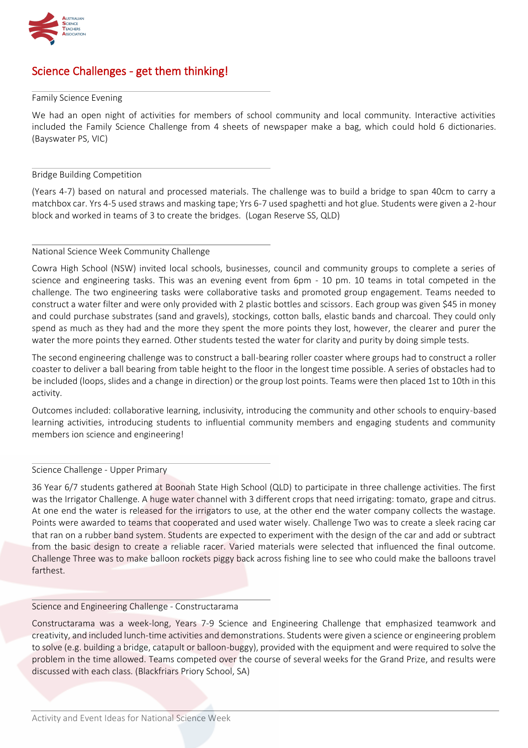## Science Challenges - get them thinking!

### Family Science Evening

We had an open night of activities for members of school community and local community. Interactive activities included the Family Science Challenge from 4 sheets of newspaper make a bag, which could hold 6 dictionaries. (Bayswater PS, VIC)

### Bridge Building Competition

(Years 4-7) based on natural and processed materials. The challenge was to build a bridge to span 40cm to carry a matchbox car. Yrs 4-5 used straws and masking tape; Yrs 6-7 used spaghetti and hot glue. Students were given a 2-hour block and worked in teams of 3 to create the bridges. (Logan Reserve SS, QLD)

### National Science Week Community Challenge

Cowra High School (NSW) invited local schools, businesses, council and community groups to complete a series of science and engineering tasks. This was an evening event from 6pm - 10 pm. 10 teams in total competed in the challenge. The two engineering tasks were collaborative tasks and promoted group engagement. Teams needed to construct a water filter and were only provided with 2 plastic bottles and scissors. Each group was given $45 in money and could purchase substrates (sand and gravels), stockings, cotton balls, elastic bands and charcoal. They could only spend as much as they had and the more they spent the more points they lost, however, the clearer and purer the water the more points they earned. Other students tested the water for clarity and purity by doing simple tests.

The second engineering challenge was to construct a ball-bearing roller coaster where groups had to construct a roller coaster to deliver a ball bearing from table height to the floor in the longest time possible. A series of obstacles had to be included (loops, slides and a change in direction) or the group lost points. Teams were then placed 1st to 10th in this activity.

Outcomes included: collaborative learning, inclusivity, introducing the community and other schools to enquiry-based learning activities, introducing students to influential community members and engaging students and community members ion science and engineering!

### Science Challenge - Upper Primary

36 Year 6/7 students gathered at Boonah State High School (QLD) to participate in three challenge activities. The first was the Irrigator Challenge. A huge water channel with 3 different crops that need irrigating: tomato, grape and citrus. At one end the water is released for the irrigators to use, at the other end the water company collects the wastage. Points were awarded to teams that cooperated and used water wisely. Challenge Two was to create a sleek racing car that ran on a rubber band system. Students are expected to experiment with the design of the car and add or subtract from the basic design to create a reliable racer. Varied materials were selected that influenced the final outcome. Challenge Three was to make balloon rockets piggy back across fishing line to see who could make the balloons travel farthest.

### Science and Engineering Challenge - Constructarama

Constructarama was a week-long, Years 7-9 Science and Engineering Challenge that emphasized teamwork and creativity, and included lunch-time activities and demonstrations. Students were given a science or engineering problem to solve (e.g. building a bridge, catapult or balloon-buggy), provided with the equipment and were required to solve the problem in the time allowed. Teams competed over the course of several weeks for the Grand Prize, and results were discussed with each class. (Blackfriars Priory School, SA)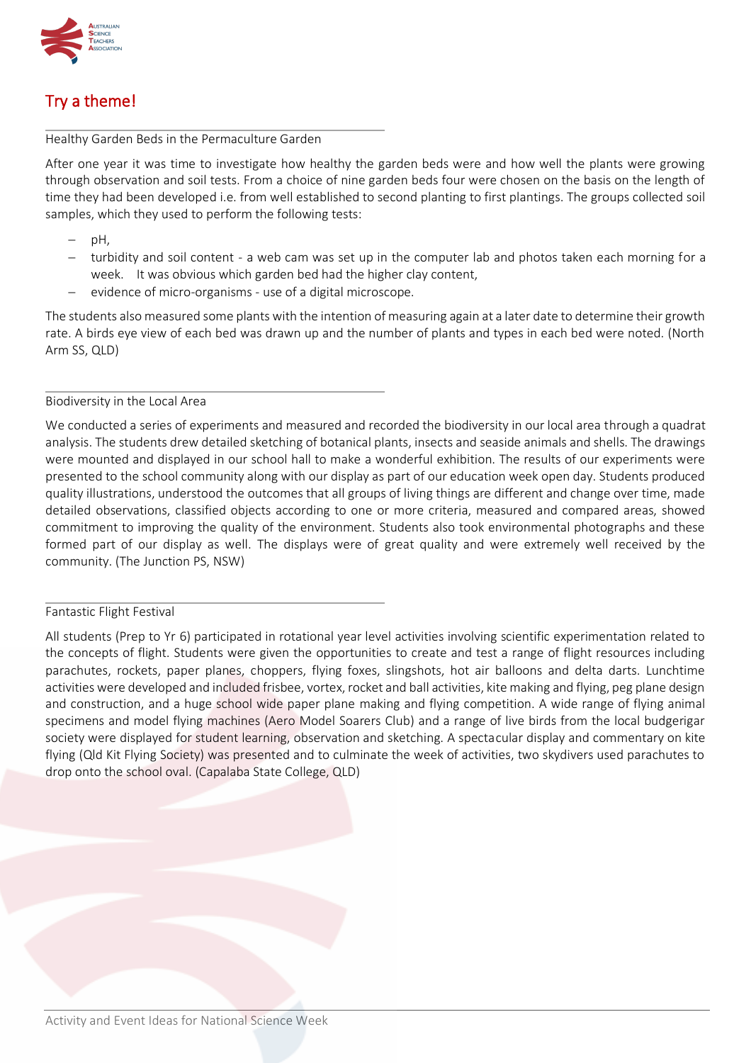# Try a theme!

### Healthy Garden Beds in the Permaculture Garden

After one year it was time to investigate how healthy the garden beds were and how well the plants were growing through observation and soil tests. From a choice of nine garden beds four were chosen on the basis on the length of time they had been developed i.e. from well established to second planting to first plantings. The groups collected soil samples, which they used to perform the following tests:

- pH,
- turbidity and soil content - a web cam was set up in the computer lab and photos taken each morning for a week. It was obvious which garden bed had the higher clay content,
- evidence of micro-organisms - use of a digital microscope.

The students also measured some plants with the intention of measuring again at a later date to determine their growth rate. A birds eye view of each bed was drawn up and the number of plants and types in each bed were noted. (North Arm SS, QLD)

### Biodiversity in the Local Area

We conducted a series of experiments and measured and recorded the biodiversity in our local area through a quadrat analysis. The students drew detailed sketching of botanical plants, insects and seaside animals and shells. The drawings were mounted and displayed in our school hall to make a wonderful exhibition. The results of our experiments were presented to the school community along with our display as part of our education week open day. Students produced quality illustrations, understood the outcomes that all groups of living things are different and change over time, made detailed observations, classified objects according to one or more criteria, measured and compared areas, showed commitment to improving the quality of the environment. Students also took environmental photographs and these formed part of our display as well. The displays were of great quality and were extremely well received by the community. (The Junction PS, NSW)

### Fantastic Flight Festival

All students (Prep to Yr 6) participated in rotational year level activities involving scientific experimentation related to the concepts of flight. Students were given the opportunities to create and test a range of flight resources including parachutes, rockets, paper planes, choppers, flying foxes, slingshots, hot air balloons and delta darts. Lunchtime activities were developed and included frisbee, vortex, rocket and ball activities, kite making and flying, peg plane design and construction, and a huge school wide paper plane making and flying competition. A wide range of flying animal specimens and model flying machines (Aero Model Soarers Club) and a range of live birds from the local budgerigar society were displayed for student learning, observation and sketching. A spectacular display and commentary on kite flying (Qld Kit Flying Society) was presented and to culminate the week of activities, two skydivers used parachutes to drop onto the school oval. (Capalaba State College, QLD)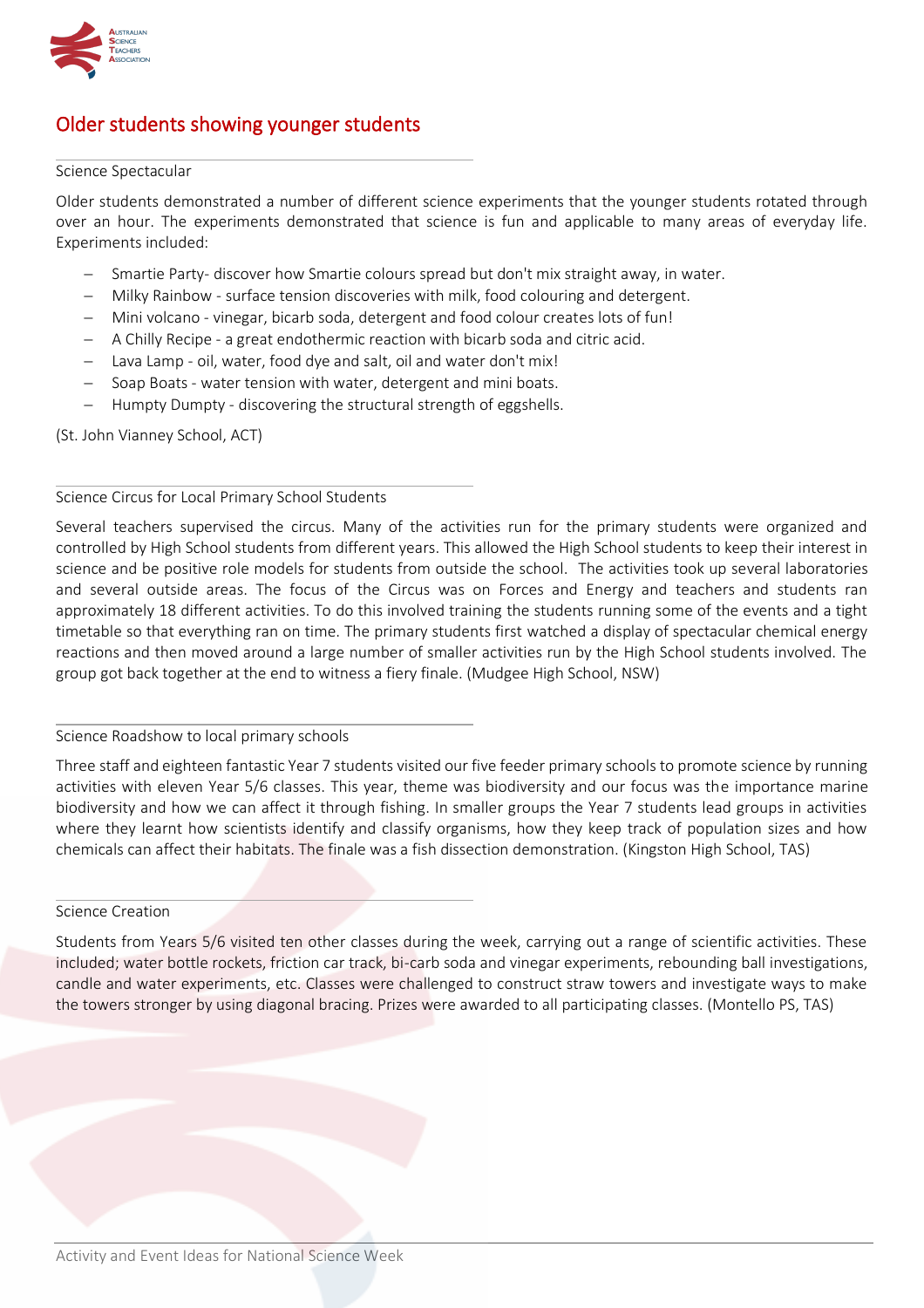## Older students showing younger students

### Science Spectacular

Older students demonstrated a number of different science experiments that the younger students rotated through over an hour. The experiments demonstrated that science is fun and applicable to many areas of everyday life. Experiments included:

- Smartie Party- discover how Smartie colours spread but don't mix straight away, in water.
- Milky Rainbow - surface tension discoveries with milk, food colouring and detergent.
- Mini volcano - vinegar, bicarb soda, detergent and food colour creates lots of fun!
- A Chilly Recipe - a great endothermic reaction with bicarb soda and citric acid.
- Lava Lamp - oil, water, food dye and salt, oil and water don't mix!
- Soap Boats - water tension with water, detergent and mini boats.
- Humpty Dumpty - discovering the structural strength of eggshells.

(St. John Vianney School, ACT)

### Science Circus for Local Primary School Students

Several teachers supervised the circus. Many of the activities run for the primary students were organized and controlled by High School students from different years. This allowed the High School students to keep their interest in science and be positive role models for students from outside the school. The activities took up several laboratories and several outside areas. The focus of the Circus was on Forces and Energy and teachers and students ran approximately 18 different activities. To do this involved training the students running some of the events and a tight timetable so that everything ran on time. The primary students first watched a display of spectacular chemical energy reactions and then moved around a large number of smaller activities run by the High School students involved. The group got back together at the end to witness a fiery finale. (Mudgee High School, NSW)

### Science Roadshow to local primary schools

Three staff and eighteen fantastic Year 7 students visited our five feeder primary schools to promote science by running activities with eleven Year 5/6 classes. This year, theme was biodiversity and our focus was the importance marine biodiversity and how we can affect it through fishing. In smaller groups the Year 7 students lead groups in activities where they learnt how scientists identify and classify organisms, how they keep track of population sizes and how chemicals can affect their habitats. The finale was a fish dissection demonstration. (Kingston High School, TAS)

### Science Creation

Students from Years 5/6 visited ten other classes during the week, carrying out a range of scientific activities. These included; water bottle rockets, friction car track, bi-carb soda and vinegar experiments, rebounding ball investigations, candle and water experiments, etc. Classes were challenged to construct straw towers and investigate ways to make the towers stronger by using diagonal bracing. Prizes were awarded to all participating classes. (Montello PS, TAS)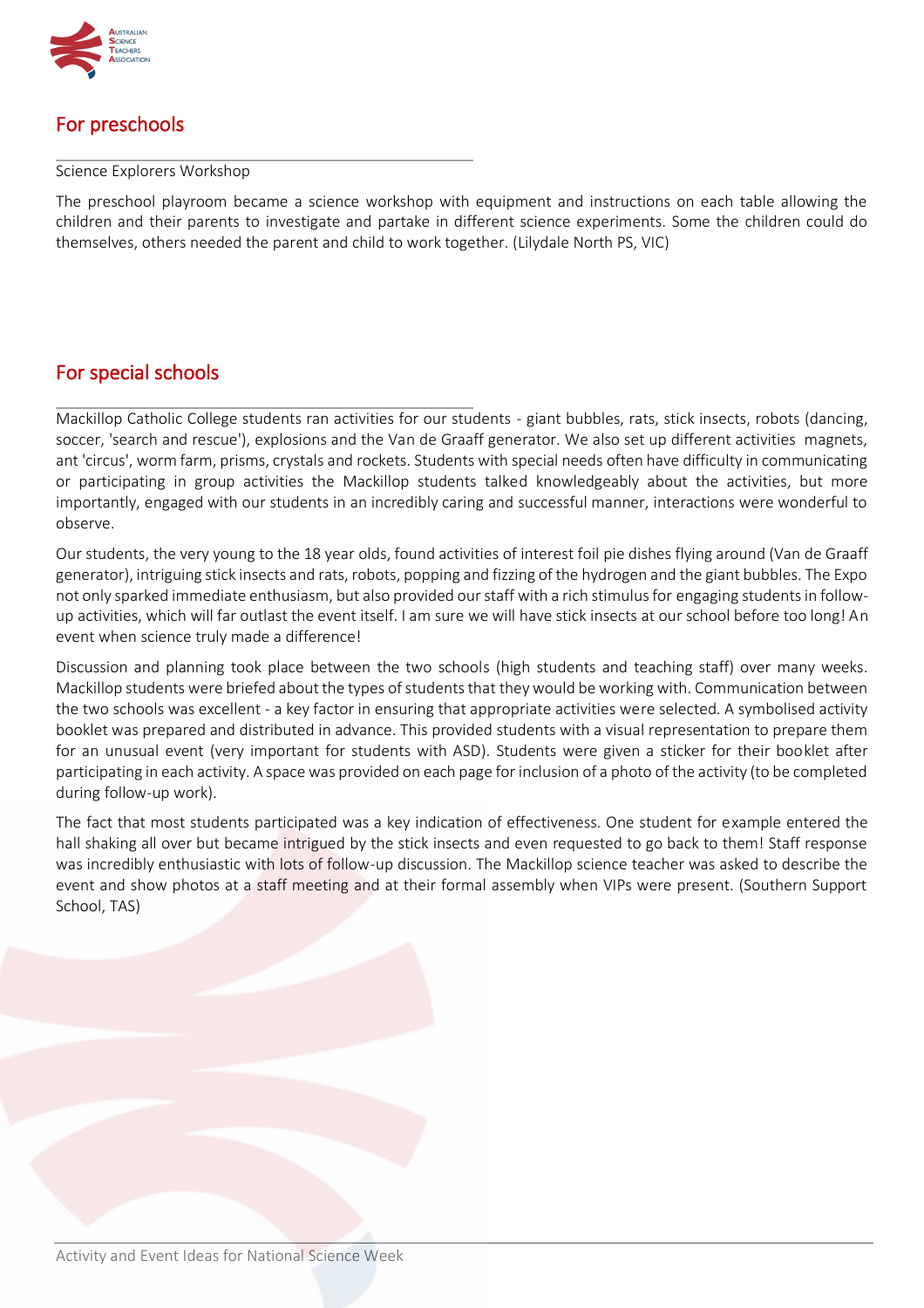## For preschools

Science Explorers Workshop

The preschool playroom became a science workshop with equipment and instructions on each table allowing the children and their parents to investigate and partake in different science experiments. Some the children could do themselves, others needed the parent and child to work together. (Lilydale North PS, VIC)

## For special schools

Mackillop Catholic College students ran activities for our students - giant bubbles, rats, stick insects, robots (dancing, soccer, 'search and rescue'), explosions and the Van de Graaff generator. We also set up different activities magnets, ant 'circus', worm farm, prisms, crystals and rockets. Students with special needs often have difficulty in communicating or participating in group activities the Mackillop students talked knowledgeably about the activities, but more importantly, engaged with our students in an incredibly caring and successful manner, interactions were wonderful to observe.

Our students, the very young to the 18 year olds, found activities of interest foil pie dishes flying around (Van de Graaff generator), intriguing stick insects and rats, robots, popping and fizzing of the hydrogen and the giant bubbles. The Expo not only sparked immediate enthusiasm, but also provided our staff with a rich stimulus for engaging students in follow-up activities, which will far outlast the event itself. I am sure we will have stick insects at our school before too long! An event when science truly made a difference!

Discussion and planning took place between the two schools (high students and teaching staff) over many weeks. Mackillop students were briefed about the types of students that they would be working with. Communication between the two schools was excellent - a key factor in ensuring that appropriate activities were selected. A symbolised activity booklet was prepared and distributed in advance. This provided students with a visual representation to prepare them for an unusual event (very important for students with ASD). Students were given a sticker for their booklet after participating in each activity. A space was provided on each page for inclusion of a photo of the activity (to be completed during follow-up work).

The fact that most students participated was a key indication of effectiveness. One student for example entered the hall shaking all over but became intrigued by the stick insects and even requested to go back to them! Staff response was incredibly enthusiastic with lots of follow-up discussion. The Mackillop science teacher was asked to describe the event and show photos at a staff meeting and at their formal assembly when VIPs were present. (Southern Support School, TAS)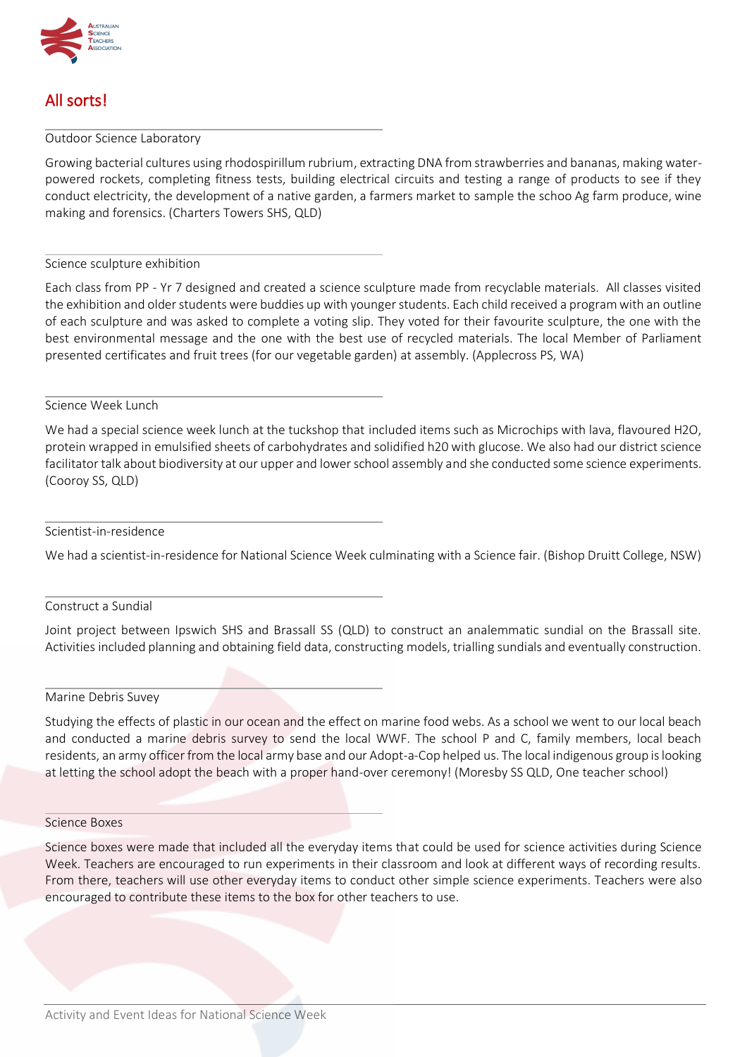# All sorts!

### Outdoor Science Laboratory

Growing bacterial cultures using rhodospirillum rubrium, extracting DNA from strawberries and bananas, making water-powered rockets, completing fitness tests, building electrical circuits and testing a range of products to see if they conduct electricity, the development of a native garden, a farmers market to sample the schoo Ag farm produce, wine making and forensics. (Charters Towers SHS, QLD)

### Science sculpture exhibition

Each class from PP - Yr 7 designed and created a science sculpture made from recyclable materials. All classes visited the exhibition and older students were buddies up with younger students. Each child received a program with an outline of each sculpture and was asked to complete a voting slip. They voted for their favourite sculpture, the one with the best environmental message and the one with the best use of recycled materials. The local Member of Parliament presented certificates and fruit trees (for our vegetable garden) at assembly. (Applecross PS, WA)

### Science Week Lunch

We had a special science week lunch at the tuckshop that included items such as Microchips with lava, flavoured H2O, protein wrapped in emulsified sheets of carbohydrates and solidified h20 with glucose. We also had our district science facilitator talk about biodiversity at our upper and lower school assembly and she conducted some science experiments. (Cooroy SS, QLD)

### Scientist-in-residence

We had a scientist-in-residence for National Science Week culminating with a Science fair. (Bishop Druitt College, NSW)

### Construct a Sundial

Joint project between Ipswich SHS and Brassall SS (QLD) to construct an analemmatic sundial on the Brassall site. Activities included planning and obtaining field data, constructing models, trialling sundials and eventually construction.

### Marine Debris Suvey

Studying the effects of plastic in our ocean and the effect on marine food webs. As a school we went to our local beach and conducted a marine debris survey to send the local WWF. The school P and C, family members, local beach residents, an army officer from the local army base and our Adopt-a-Cop helped us. The local indigenous group is looking at letting the school adopt the beach with a proper hand-over ceremony! (Moresby SS QLD, One teacher school)

### Science Boxes

Science boxes were made that included all the everyday items that could be used for science activities during Science Week. Teachers are encouraged to run experiments in their classroom and look at different ways of recording results. From there, teachers will use other everyday items to conduct other simple science experiments. Teachers were also encouraged to contribute these items to the box for other teachers to use.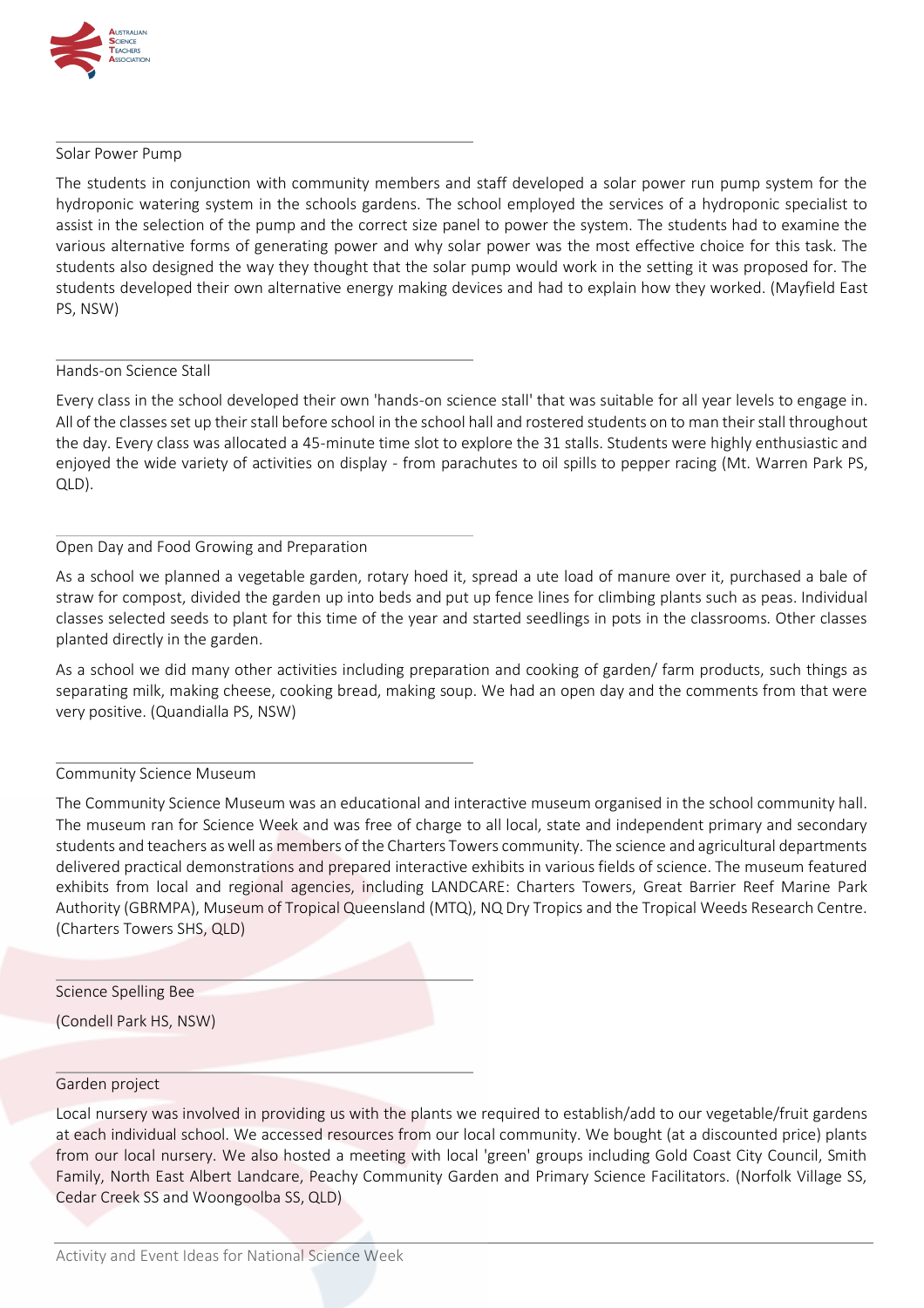## Solar Power Pump

The students in conjunction with community members and staff developed a solar power run pump system for the hydroponic watering system in the schools gardens. The school employed the services of a hydroponic specialist to assist in the selection of the pump and the correct size panel to power the system. The students had to examine the various alternative forms of generating power and why solar power was the most effective choice for this task. The students also designed the way they thought that the solar pump would work in the setting it was proposed for. The students developed their own alternative energy making devices and had to explain how they worked. (Mayfield East PS, NSW)

## Hands-on Science Stall

Every class in the school developed their own 'hands-on science stall' that was suitable for all year levels to engage in. All of the classes set up their stall before school in the school hall and rostered students on to man their stall throughout the day. Every class was allocated a 45-minute time slot to explore the 31 stalls. Students were highly enthusiastic and enjoyed the wide variety of activities on display - from parachutes to oil spills to pepper racing (Mt. Warren Park PS, QLD).

## Open Day and Food Growing and Preparation

As a school we planned a vegetable garden, rotary hoed it, spread a ute load of manure over it, purchased a bale of straw for compost, divided the garden up into beds and put up fence lines for climbing plants such as peas. Individual classes selected seeds to plant for this time of the year and started seedlings in pots in the classrooms. Other classes planted directly in the garden.

As a school we did many other activities including preparation and cooking of garden/ farm products, such things as separating milk, making cheese, cooking bread, making soup. We had an open day and the comments from that were very positive. (Quandialla PS, NSW)

## Community Science Museum

The Community Science Museum was an educational and interactive museum organised in the school community hall. The museum ran for Science Week and was free of charge to all local, state and independent primary and secondary students and teachers as well as members of the Charters Towers community. The science and agricultural departments delivered practical demonstrations and prepared interactive exhibits in various fields of science. The museum featured exhibits from local and regional agencies, including LANDCARE: Charters Towers, Great Barrier Reef Marine Park Authority (GBRMPA), Museum of Tropical Queensland (MTQ), NQ Dry Tropics and the Tropical Weeds Research Centre. (Charters Towers SHS, QLD)

## Science Spelling Bee

(Condell Park HS, NSW)

## Garden project

Local nursery was involved in providing us with the plants we required to establish/add to our vegetable/fruit gardens at each individual school. We accessed resources from our local community. We bought (at a discounted price) plants from our local nursery. We also hosted a meeting with local 'green' groups including Gold Coast City Council, Smith Family, North East Albert Landcare, Peachy Community Garden and Primary Science Facilitators. (Norfolk Village SS, Cedar Creek SS and Woongoolba SS, QLD)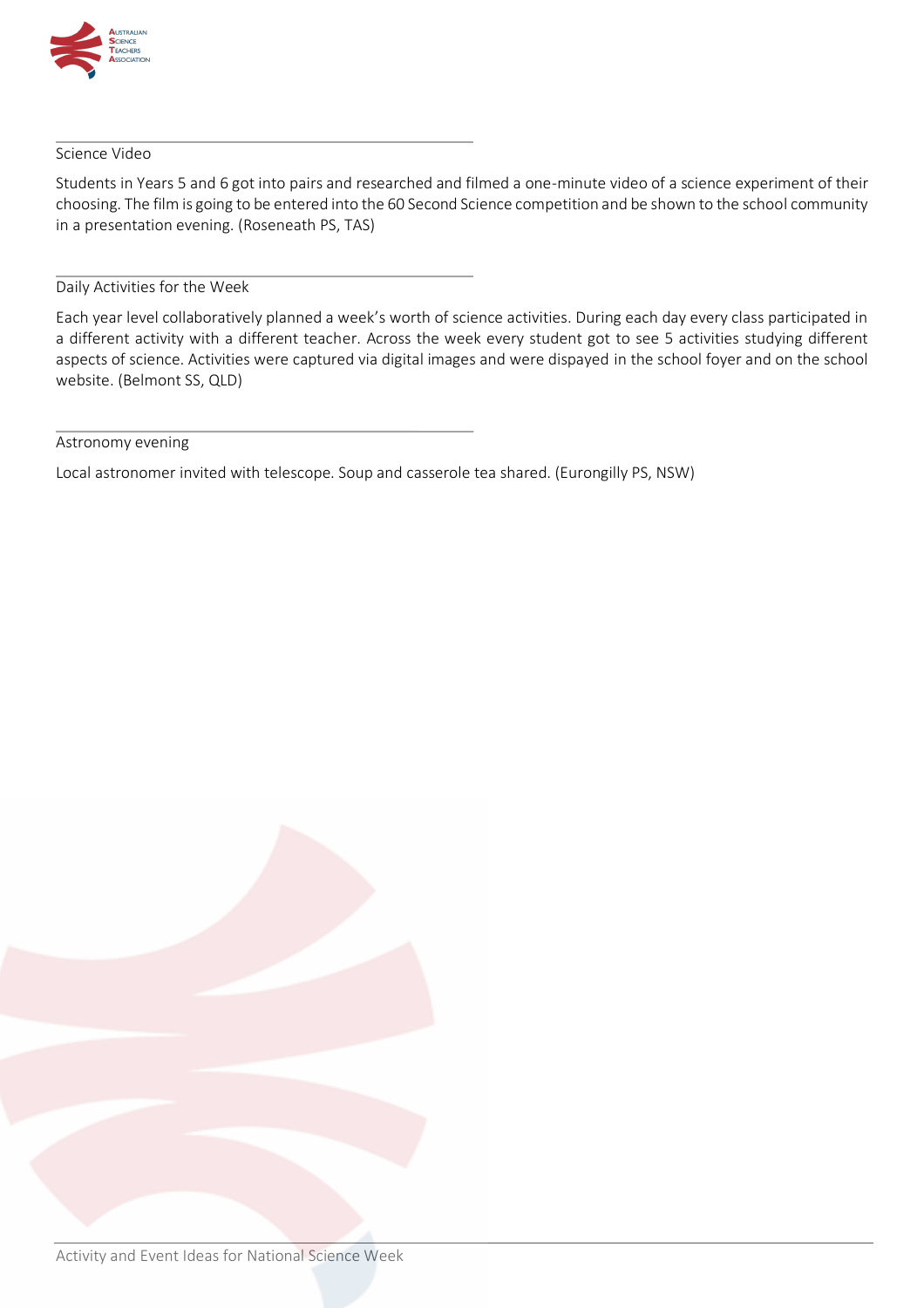### Science Video

Students in Years 5 and 6 got into pairs and researched and filmed a one-minute video of a science experiment of their choosing. The film is going to be entered into the 60 Second Science competition and be shown to the school community in a presentation evening. (Roseneath PS, TAS)

### Daily Activities for the Week

Each year level collaboratively planned a week's worth of science activities. During each day every class participated in a different activity with a different teacher. Across the week every student got to see 5 activities studying different aspects of science. Activities were captured via digital images and were dispayed in the school foyer and on the school website. (Belmont SS, QLD)

### Astronomy evening

Local astronomer invited with telescope. Soup and casserole tea shared. (Eurongilly PS, NSW)